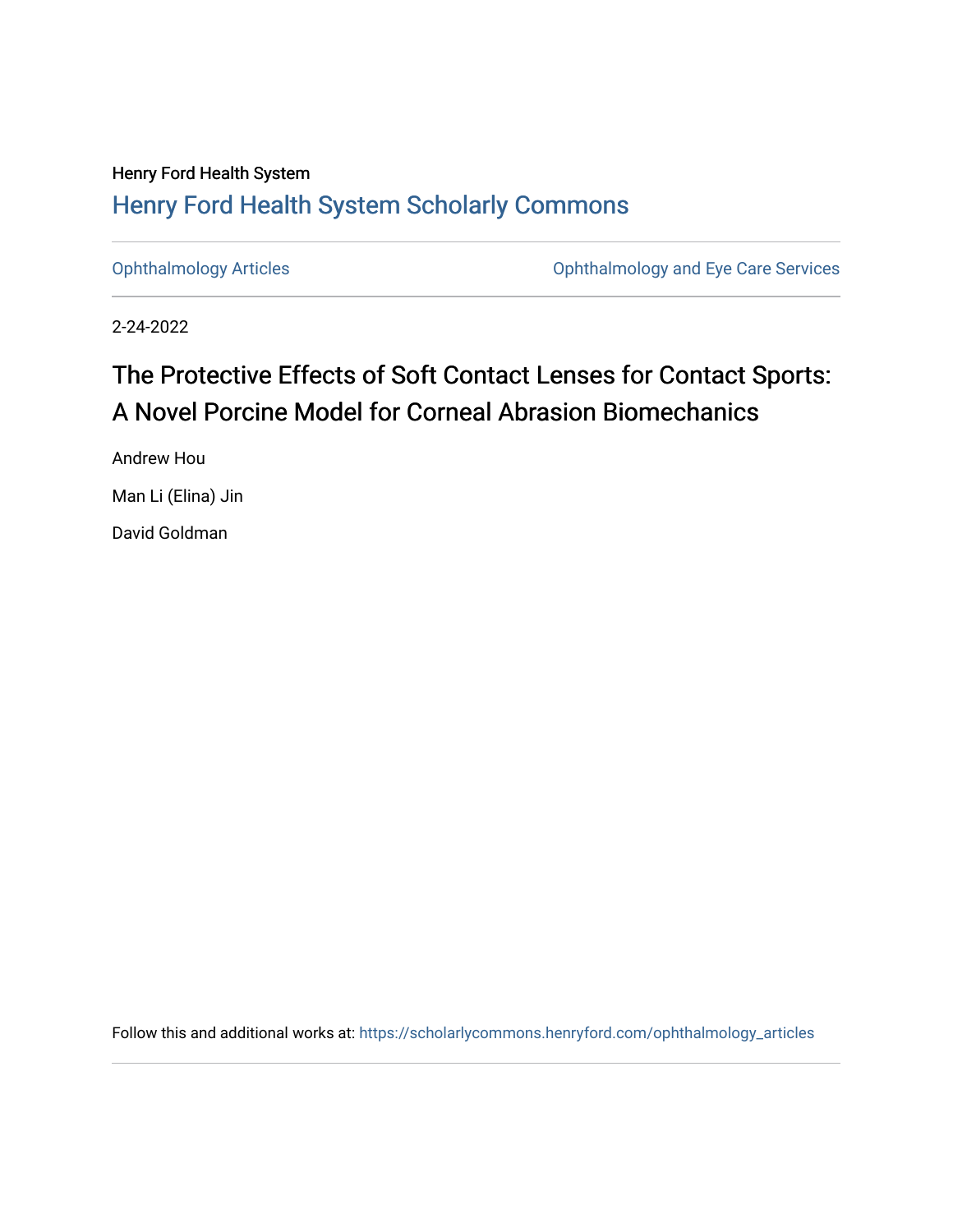Henry Ford Health System

# Henry Ford Health System Scholarly Commons

Ophthalmology Articles | Ophthalmology and Eye Care Services

2-24-2022

## The Protective Effects of Soft Contact Lenses for Contact Sports: A Novel Porcine Model for Corneal Abrasion Biomechanics

Andrew Hou

Man Li (Elina) Jin

David Goldman

Follow this and additional works at: https://scholarlycommons.henryford.com/ophthalmology_articles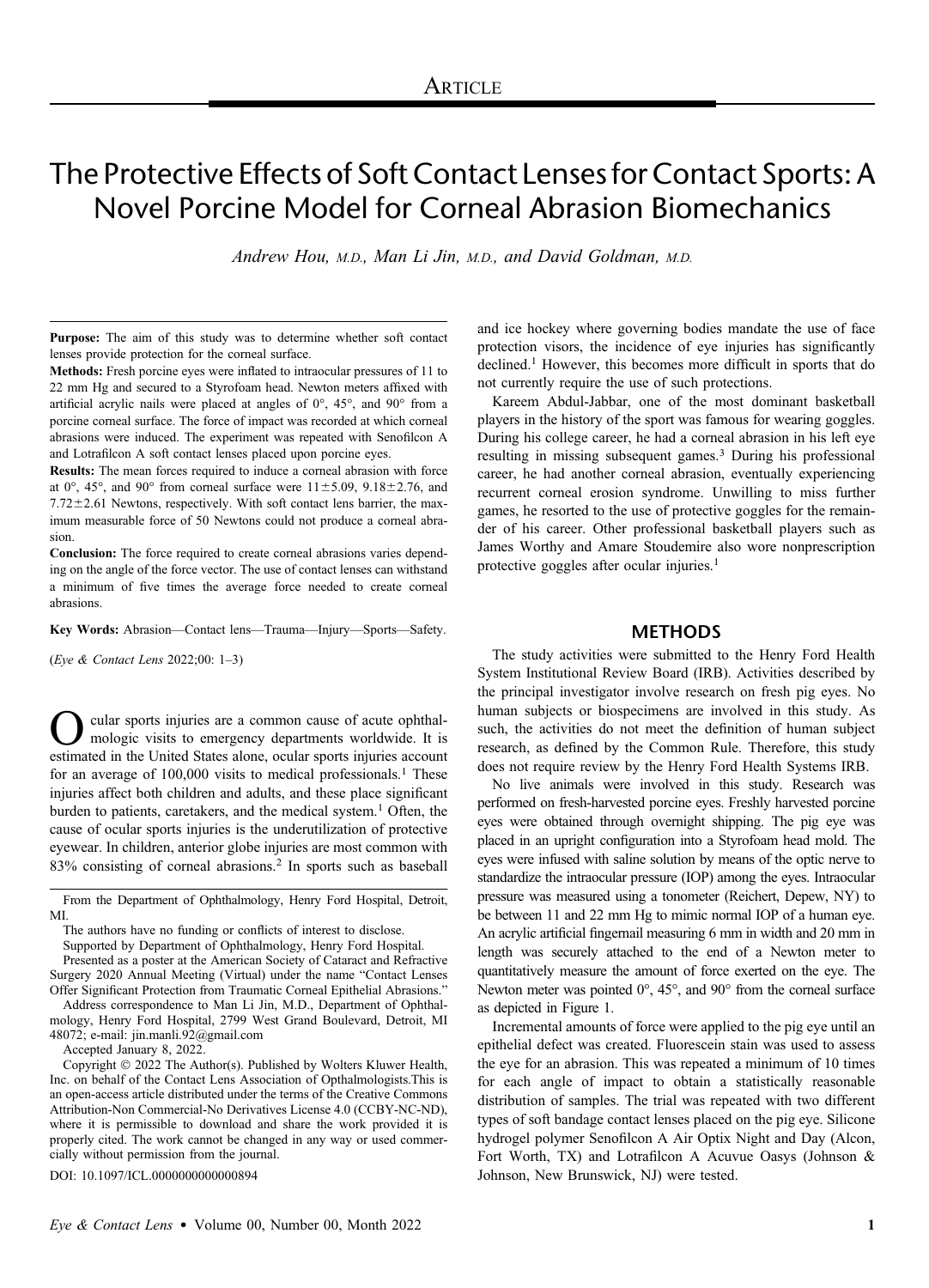# The Protective Effects of Soft Contact Lenses for Contact Sports: A Novel Porcine Model for Corneal Abrasion Biomechanics

*Andrew Hou, M.D., Man Li Jin, M.D., and David Goldman, M.D.*

**Purpose:** The aim of this study was to determine whether soft contact lenses provide protection for the corneal surface.

**Methods:** Fresh porcine eyes were inflated to intraocular pressures of 11 to 22 mm Hg and secured to a Styrofoam head. Newton meters affixed with artificial acrylic nails were placed at angles of 0°, 45°, and 90° from a porcine corneal surface. The force of impact was recorded at which corneal abrasions were induced. The experiment was repeated with Senofilcon A and Lotrafilcon A soft contact lenses placed upon porcine eyes.

**Results:** The mean forces required to induce a corneal abrasion with force at 0°, 45°, and 90° from corneal surface were $11 \pm 5.09$, $9.18 \pm 2.76$, and $7.72 \pm 2.61$ Newtons, respectively. With soft contact lens barrier, the maximum measurable force of 50 Newtons could not produce a corneal abrasion.

**Conclusion:** The force required to create corneal abrasions varies depending on the angle of the force vector. The use of contact lenses can withstand a minimum of five times the average force needed to create corneal abrasions.

**Key Words:** Abrasion—Contact lens—Trauma—Injury—Sports—Safety.

(*Eye & Contact Lens* 2022;00: 1–3)

Ocular sports injuries are a common cause of acute ophthalmologic visits to emergency departments worldwide. It is estimated in the United States alone, ocular sports injuries account for an average of 100,000 visits to medical professionals.[1] These injuries affect both children and adults, and these place significant burden to patients, caretakers, and the medical system.[1] Often, the cause of ocular sports injuries is the underutilization of protective eyewear. In children, anterior globe injuries are most common with 83% consisting of corneal abrasions.[2] In sports such as baseball and ice hockey where governing bodies mandate the use of face protection visors, the incidence of eye injuries has significantly declined.[1] However, this becomes more difficult in sports that do not currently require the use of such protections.

Kareem Abdul-Jabbar, one of the most dominant basketball players in the history of the sport was famous for wearing goggles. During his college career, he had a corneal abrasion in his left eye resulting in missing subsequent games.[3] During his professional career, he had another corneal abrasion, eventually experiencing recurrent corneal erosion syndrome. Unwilling to miss further games, he resorted to the use of protective goggles for the remainder of his career. Other professional basketball players such as James Worthy and Amare Stoudemire also wore nonprescription protective goggles after ocular injuries.[1]

From the Department of Ophthalmology, Henry Ford Hospital, Detroit, MI.

The authors have no funding or conflicts of interest to disclose.

Supported by Department of Ophthalmology, Henry Ford Hospital.

Presented as a poster at the American Society of Cataract and Refractive Surgery 2020 Annual Meeting (Virtual) under the name "Contact Lenses Offer Significant Protection from Traumatic Corneal Epithelial Abrasions."

Address correspondence to Man Li Jin, M.D., Department of Ophthalmology, Henry Ford Hospital, 2799 West Grand Boulevard, Detroit, MI 48072; e-mail: jin.manli.92@gmail.com

Accepted January 8, 2022.

Copyright © 2022 The Author(s). Published by Wolters Kluwer Health, Inc. on behalf of the Contact Lens Association of Opthalmologists.This is an open-access article distributed under the terms of the Creative Commons Attribution-Non Commercial-No Derivatives License 4.0 (CCBY-NC-ND), where it is permissible to download and share the work provided it is properly cited. The work cannot be changed in any way or used commercially without permission from the journal.

DOI: 10.1097/ICL.0000000000000894

## METHODS

The study activities were submitted to the Henry Ford Health System Institutional Review Board (IRB). Activities described by the principal investigator involve research on fresh pig eyes. No human subjects or biospecimens are involved in this study. As such, the activities do not meet the definition of human subject research, as defined by the Common Rule. Therefore, this study does not require review by the Henry Ford Health Systems IRB.

No live animals were involved in this study. Research was performed on fresh-harvested porcine eyes. Freshly harvested porcine eyes were obtained through overnight shipping. The pig eye was placed in an upright configuration into a Styrofoam head mold. The eyes were infused with saline solution by means of the optic nerve to standardize the intraocular pressure (IOP) among the eyes. Intraocular pressure was measured using a tonometer (Reichert, Depew, NY) to be between 11 and 22 mm Hg to mimic normal IOP of a human eye. An acrylic artificial fingernail measuring 6 mm in width and 20 mm in length was securely attached to the end of a Newton meter to quantitatively measure the amount of force exerted on the eye. The Newton meter was pointed 0°, 45°, and 90° from the corneal surface as depicted in Figure 1.

Incremental amounts of force were applied to the pig eye until an epithelial defect was created. Fluorescein stain was used to assess the eye for an abrasion. This was repeated a minimum of 10 times for each angle of impact to obtain a statistically reasonable distribution of samples. The trial was repeated with two different types of soft bandage contact lenses placed on the pig eye. Silicone hydrogel polymer Senofilcon A Air Optix Night and Day (Alcon, Fort Worth, TX) and Lotrafilcon A Acuvue Oasys (Johnson & Johnson, New Brunswick, NJ) were tested.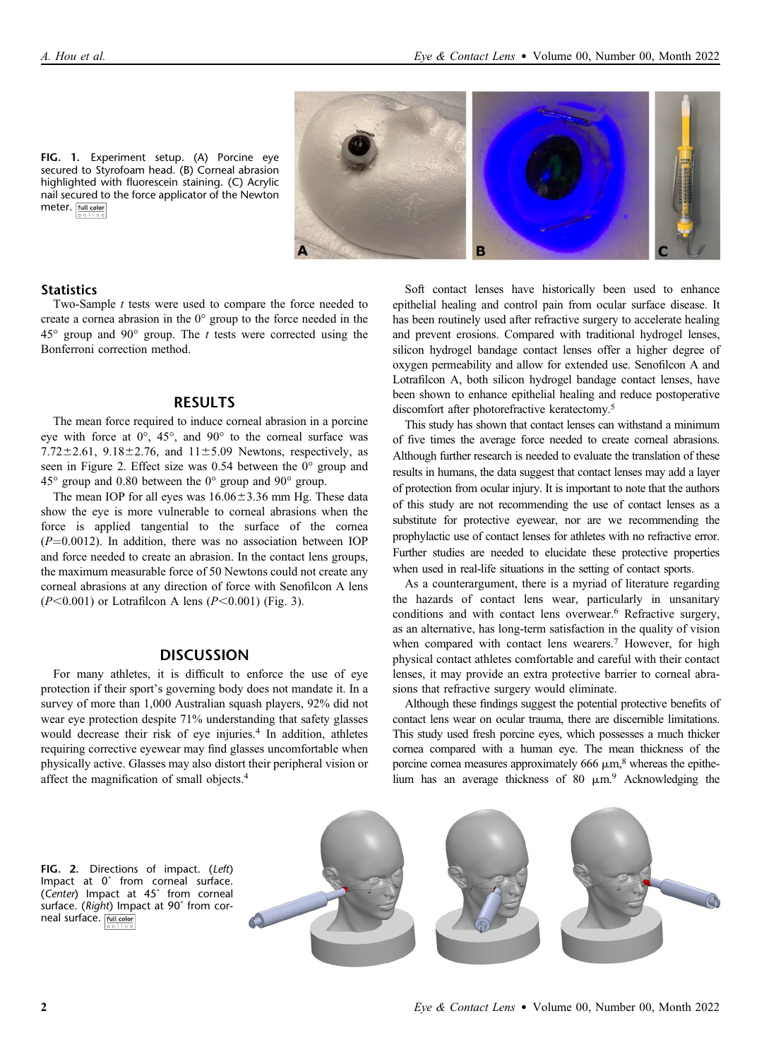FIG. 1. Experiment setup. (A) Porcine eye secured to Styrofoam head. (B) Corneal abrasion highlighted with fluorescein staining. (C) Acrylic nail secured to the force applicator of the Newton meter.

### Statistics

Two-Sample *t* tests were used to compare the force needed to create a cornea abrasion in the 0° group to the force needed in the 45° group and 90° group. The *t* tests were corrected using the Bonferroni correction method.

## RESULTS

The mean force required to induce corneal abrasion in a porcine eye with force at 0°, 45°, and 90° to the corneal surface was 7.72±2.61, 9.18±2.76, and 11±5.09 Newtons, respectively, as seen in Figure 2. Effect size was 0.54 between the 0° group and 45° group and 0.80 between the 0° group and 90° group.

The mean IOP for all eyes was 16.06±3.36 mm Hg. These data show the eye is more vulnerable to corneal abrasions when the force is applied tangential to the surface of the cornea ($P=0.0012$). In addition, there was no association between IOP and force needed to create an abrasion. In the contact lens groups, the maximum measurable force of 50 Newtons could not create any corneal abrasions at any direction of force with Senofilcon A lens ($P<0.001$) or Lotrafilcon A lens ($P<0.001$) (Fig. 3).

## DISCUSSION

For many athletes, it is difficult to enforce the use of eye protection if their sport's governing body does not mandate it. In a survey of more than 1,000 Australian squash players, 92% did not wear eye protection despite 71% understanding that safety glasses would decrease their risk of eye injuries.[4] In addition, athletes requiring corrective eyewear may find glasses uncomfortable when physically active. Glasses may also distort their peripheral vision or affect the magnification of small objects.[4]

Soft contact lenses have historically been used to enhance epithelial healing and control pain from ocular surface disease. It has been routinely used after refractive surgery to accelerate healing and prevent erosions. Compared with traditional hydrogel lenses, silicon hydrogel bandage contact lenses offer a higher degree of oxygen permeability and allow for extended use. Senofilcon A and Lotrafilcon A, both silicon hydrogel bandage contact lenses, have been shown to enhance epithelial healing and reduce postoperative discomfort after photorefractive keratectomy.[5]

This study has shown that contact lenses can withstand a minimum of five times the average force needed to create corneal abrasions. Although further research is needed to evaluate the translation of these results in humans, the data suggest that contact lenses may add a layer of protection from ocular injury. It is important to note that the authors of this study are not recommending the use of contact lenses as a substitute for protective eyewear, nor are we recommending the prophylactic use of contact lenses for athletes with no refractive error. Further studies are needed to elucidate these protective properties when used in real-life situations in the setting of contact sports.

As a counterargument, there is a myriad of literature regarding the hazards of contact lens wear, particularly in unsanitary conditions and with contact lens overwear.[6] Refractive surgery, as an alternative, has long-term satisfaction in the quality of vision when compared with contact lens wearers.[7] However, for high physical contact athletes comfortable and careful with their contact lenses, it may provide an extra protective barrier to corneal abrasions that refractive surgery would eliminate.

Although these findings suggest the potential protective benefits of contact lens wear on ocular trauma, there are discernible limitations. This study used fresh porcine eyes, which possesses a much thicker cornea compared with a human eye. The mean thickness of the porcine cornea measures approximately 666 μm,[8] whereas the epithelium has an average thickness of 80 μm.[9] Acknowledging the

FIG. 2. Directions of impact. (*Left*) Impact at 0° from corneal surface. (*Center*) Impact at 45° from corneal surface. (*Right*) Impact at 90° from corneal surface.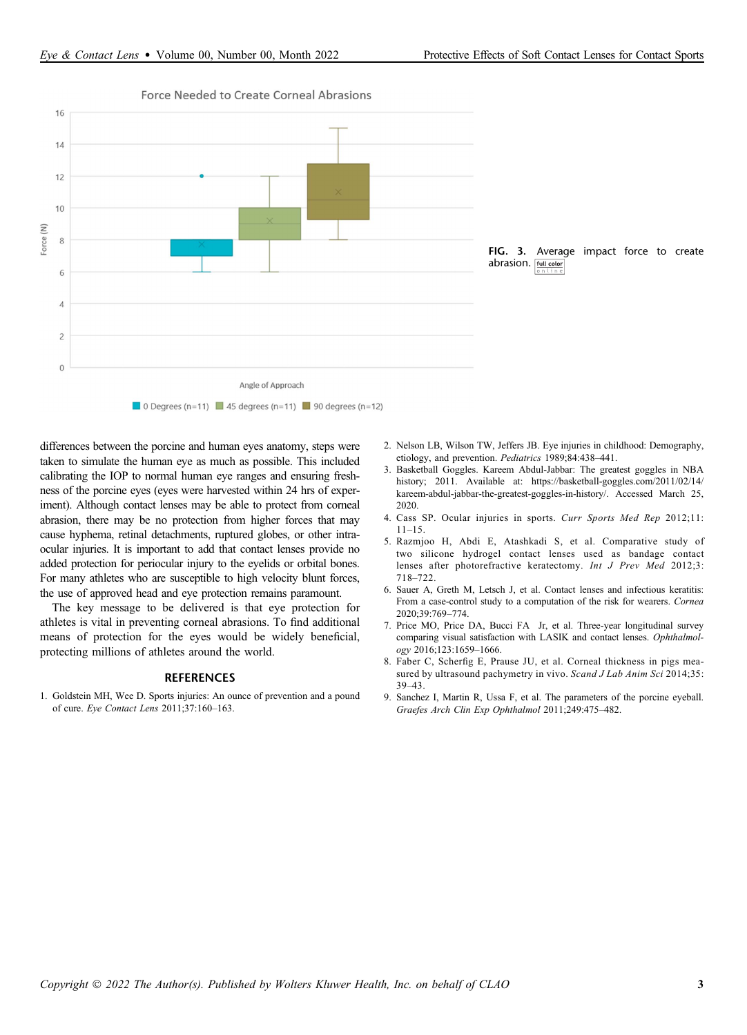Force Needed to Create Corneal Abrasions

Force (N)

16
14
12
10
8
6
4
2
0

Angle of Approach

0 Degrees (n=11) 45 degrees (n=11) 90 degrees (n=12)

**FIG. 3.** Average impact force to create abrasion.

differences between the porcine and human eyes anatomy, steps were taken to simulate the human eye as much as possible. This included calibrating the IOP to normal human eye ranges and ensuring freshness of the porcine eyes (eyes were harvested within 24 hrs of experiment). Although contact lenses may be able to protect from corneal abrasion, there may be no protection from higher forces that may cause hyphema, retinal detachments, ruptured globes, or other intraocular injuries. It is important to add that contact lenses provide no added protection for periocular injury to the eyelids or orbital bones. For many athletes who are susceptible to high velocity blunt forces, the use of approved head and eye protection remains paramount.

The key message to be delivered is that eye protection for athletes is vital in preventing corneal abrasions. To find additional means of protection for the eyes would be widely beneficial, protecting millions of athletes around the world.

## REFERENCES

1. Goldstein MH, Wee D. Sports injuries: An ounce of prevention and a pound of cure. *Eye Contact Lens* 2011;37:160–163.
2. Nelson LB, Wilson TW, Jeffers JB. Eye injuries in childhood: Demography, etiology, and prevention. *Pediatrics* 1989;84:438–441.
3. Basketball Goggles. Kareem Abdul-Jabbar: The greatest goggles in NBA history; 2011. Available at: https://basketball-goggles.com/2011/02/14/kareem-abdul-jabbar-the-greatest-goggles-in-history/. Accessed March 25, 2020.
4. Cass SP. Ocular injuries in sports. *Curr Sports Med Rep* 2012;11:11–15.
5. Razmjoo H, Abdi E, Atashkadi S, et al. Comparative study of two silicone hydrogel contact lenses used as bandage contact lenses after photorefractive keratectomy. *Int J Prev Med* 2012;3:718–722.
6. Sauer A, Greth M, Letsch J, et al. Contact lenses and infectious keratitis: From a case-control study to a computation of the risk for wearers. *Cornea* 2020;39:769–774.
7. Price MO, Price DA, Bucci FA Jr, et al. Three-year longitudinal survey comparing visual satisfaction with LASIK and contact lenses. *Ophthalmology* 2016;123:1659–1666.
8. Faber C, Scherfig E, Prause JU, et al. Corneal thickness in pigs measured by ultrasound pachymetry in vivo. *Scand J Lab Anim Sci* 2014;35:39–43.
9. Sanchez I, Martin R, Ussa F, et al. The parameters of the porcine eyeball. *Graefes Arch Clin Exp Ophthalmol* 2011;249:475–482.